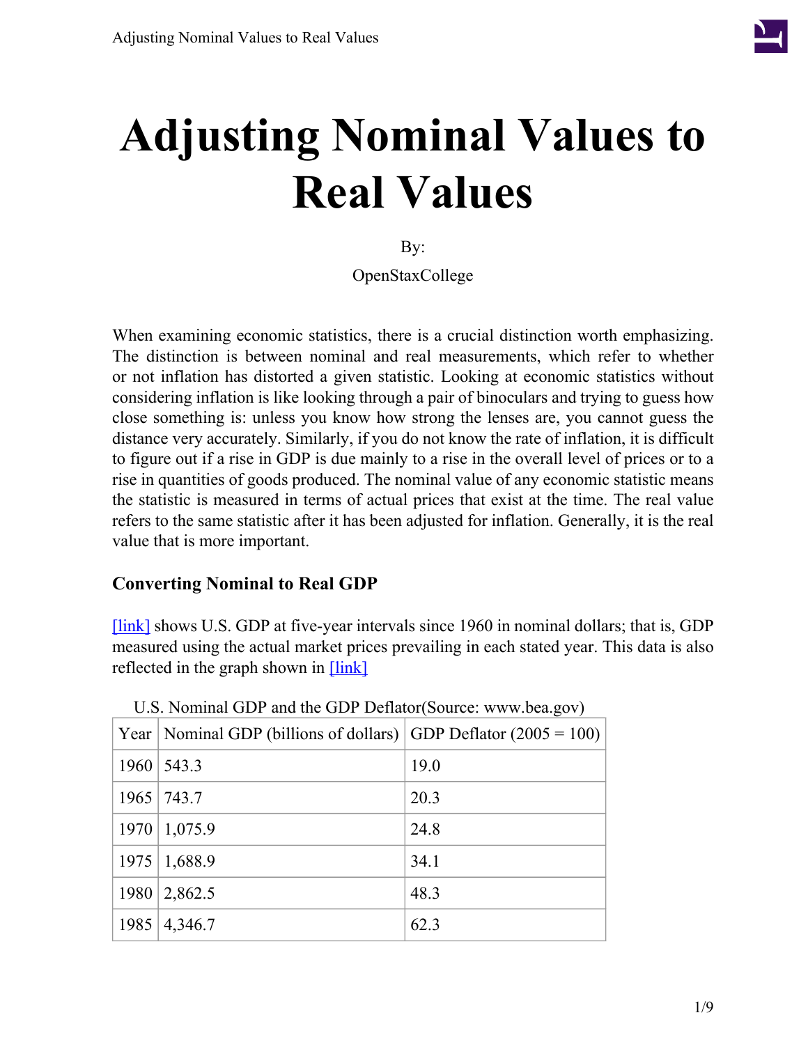# Adjusting Nominal Values to Real Values

By:

OpenStaxCollege

When examining economic statistics, there is a crucial distinction worth emphasizing. The distinction is between nominal and real measurements, which refer to whether or not inflation has distorted a given statistic. Looking at economic statistics without considering inflation is like looking through a pair of binoculars and trying to guess how close something is: unless you know how strong the lenses are, you cannot guess the distance very accurately. Similarly, if you do not know the rate of inflation, it is difficult to figure out if a rise in GDP is due mainly to a rise in the overall level of prices or to a rise in quantities of goods produced. The nominal value of any economic statistic means the statistic is measured in terms of actual prices that exist at the time. The real value refers to the same statistic after it has been adjusted for inflation. Generally, it is the real value that is more important.

### Converting Nominal to Real GDP

[link] shows U.S. GDP at five-year intervals since 1960 in nominal dollars; that is, GDP measured using the actual market prices prevailing in each stated year. This data is also reflected in the graph shown in [link]

U.S. Nominal GDP and the GDP Deflator(Source: www.bea.gov)

| Year | Nominal GDP (billions of dollars) | GDP Deflator (2005 = 100) |
|---|---|---|
| 1960 | 543.3 | 19.0 |
| 1965 | 743.7 | 20.3 |
| 1970 | 1,075.9 | 24.8 |
| 1975 | 1,688.9 | 34.1 |
| 1980 | 2,862.5 | 48.3 |
| 1985 | 4,346.7 | 62.3 |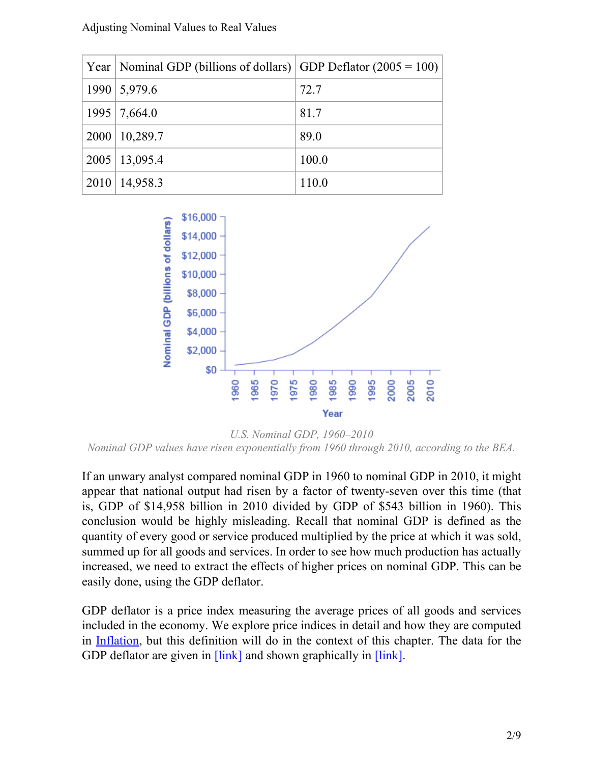Adjusting Nominal Values to Real Values

| Year | Nominal GDP (billions of dollars) | GDP Deflator (2005 = 100) |
|---|---|---|
| 1990 | 5,979.6 | 72.7 |
| 1995 | 7,664.0 | 81.7 |
| 2000 | 10,289.7 | 89.0 |
| 2005 | 13,095.4 | 100.0 |
| 2010 | 14,958.3 | 110.0 |

*U.S. Nominal GDP, 1960–2010*
*Nominal GDP values have risen exponentially from 1960 through 2010, according to the BEA.*

If an unwary analyst compared nominal GDP in 1960 to nominal GDP in 2010, it might appear that national output had risen by a factor of twenty-seven over this time (that is, GDP of $14,958 billion in 2010 divided by GDP of $543 billion in 1960). This conclusion would be highly misleading. Recall that nominal GDP is defined as the quantity of every good or service produced multiplied by the price at which it was sold, summed up for all goods and services. In order to see how much production has actually increased, we need to extract the effects of higher prices on nominal GDP. This can be easily done, using the GDP deflator.

GDP deflator is a price index measuring the average prices of all goods and services included in the economy. We explore price indices in detail and how they are computed in Inflation, but this definition will do in the context of this chapter. The data for the GDP deflator are given in [link] and shown graphically in [link].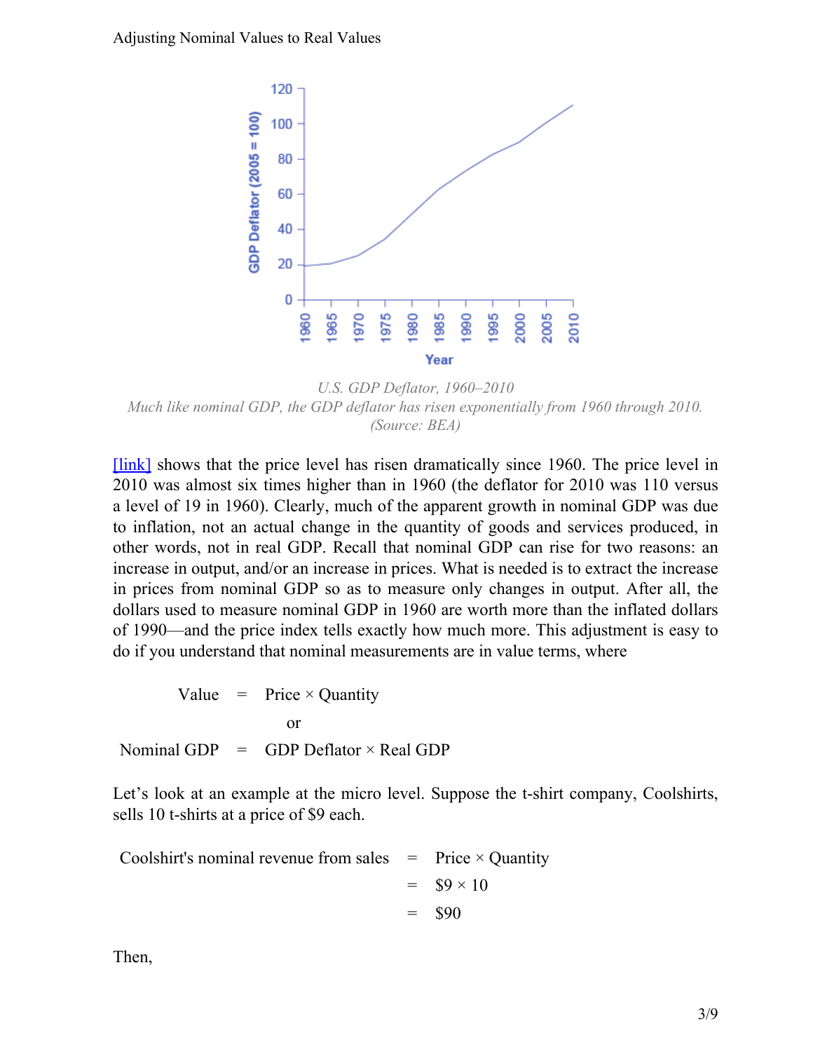U.S. GDP Deflator, 1960–2010

*Much like nominal GDP, the GDP deflator has risen exponentially from 1960 through 2010. (Source: BEA)*

[link] shows that the price level has risen dramatically since 1960. The price level in 2010 was almost six times higher than in 1960 (the deflator for 2010 was 110 versus a level of 19 in 1960). Clearly, much of the apparent growth in nominal GDP was due to inflation, not an actual change in the quantity of goods and services produced, in other words, not in real GDP. Recall that nominal GDP can rise for two reasons: an increase in output, and/or an increase in prices. What is needed is to extract the increase in prices from nominal GDP so as to measure only changes in output. After all, the dollars used to measure nominal GDP in 1960 are worth more than the inflated dollars of 1990—and the price index tells exactly how much more. This adjustment is easy to do if you understand that nominal measurements are in value terms, where

$$\text{Value} = \text{Price} \times \text{Quantity}$$

or

$$\text{Nominal GDP} = \text{GDP Deflator} \times \text{Real GDP}$$

Let's look at an example at the micro level. Suppose the t-shirt company, Coolshirts, sells 10 t-shirts at a price of \$9 each.

$$\begin{aligned}\text{Coolshirt's nominal revenue from sales} &= \text{Price} \times \text{Quantity} \\ &= \$9 \times 10 \\ &= \$90\end{aligned}$$

Then,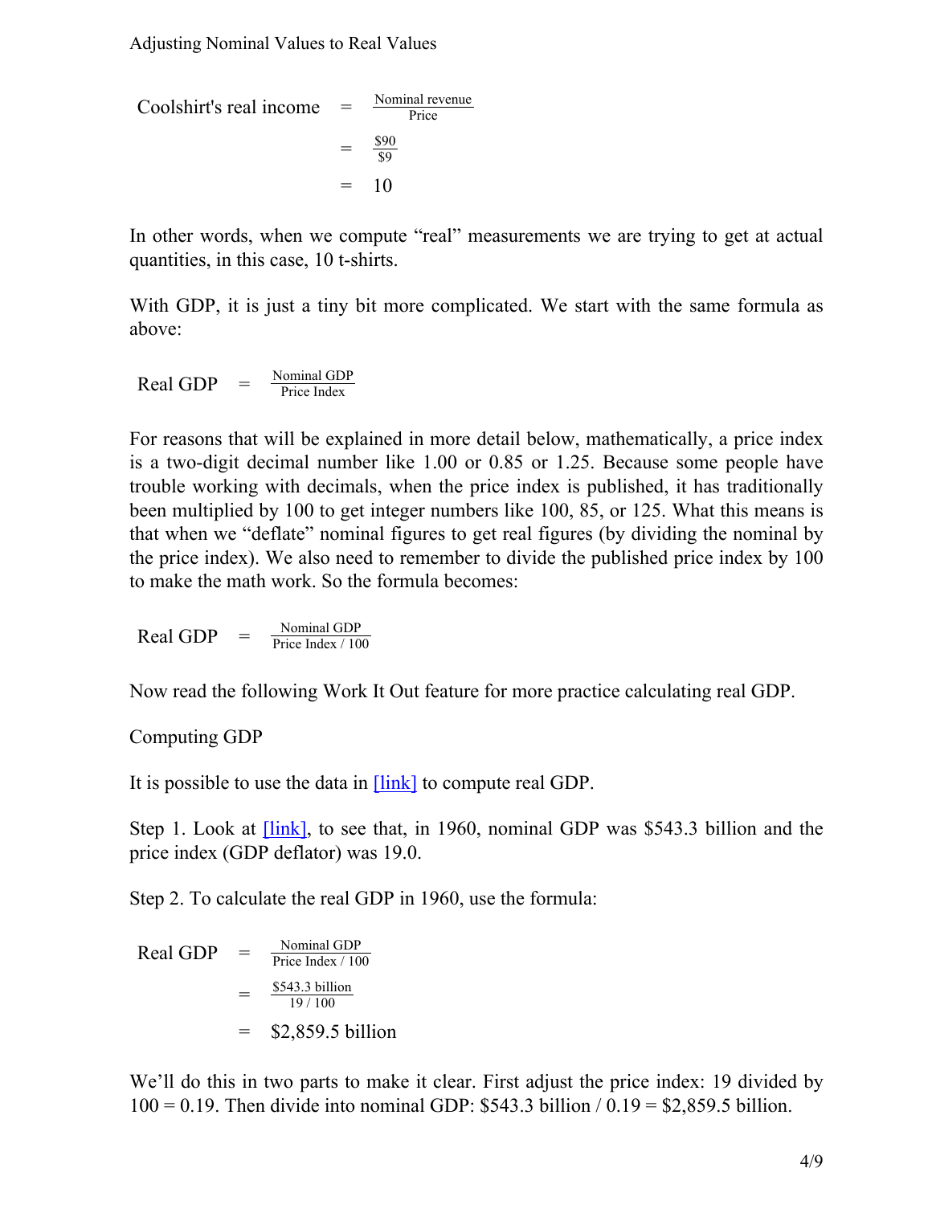$$\text{Coolshirt's real income} = \frac{\text{Nominal revenue}}{\text{Price}} = \frac{\$90}{\$9} = 10$$

In other words, when we compute "real" measurements we are trying to get at actual quantities, in this case, 10 t-shirts.

With GDP, it is just a tiny bit more complicated. We start with the same formula as above:

$$\text{Real GDP} = \frac{\text{Nominal GDP}}{\text{Price Index}}$$

For reasons that will be explained in more detail below, mathematically, a price index is a two-digit decimal number like 1.00 or 0.85 or 1.25. Because some people have trouble working with decimals, when the price index is published, it has traditionally been multiplied by 100 to get integer numbers like 100, 85, or 125. What this means is that when we "deflate" nominal figures to get real figures (by dividing the nominal by the price index). We also need to remember to divide the published price index by 100 to make the math work. So the formula becomes:

$$\text{Real GDP} = \frac{\text{Nominal GDP}}{\text{Price Index / 100}}$$

Now read the following Work It Out feature for more practice calculating real GDP.

Computing GDP

It is possible to use the data in [link] to compute real GDP.

Step 1. Look at [link], to see that, in 1960, nominal GDP was $543.3 billion and the price index (GDP deflator) was 19.0.

Step 2. To calculate the real GDP in 1960, use the formula:

$$\text{Real GDP} = \frac{\text{Nominal GDP}}{\text{Price Index / 100}} = \frac{\$543.3 \text{ billion}}{19 / 100} = \$2{,}859.5 \text{ billion}$$

We'll do this in two parts to make it clear. First adjust the price index: 19 divided by 100 = 0.19. Then divide into nominal GDP: $543.3 billion / 0.19 = $2,859.5 billion.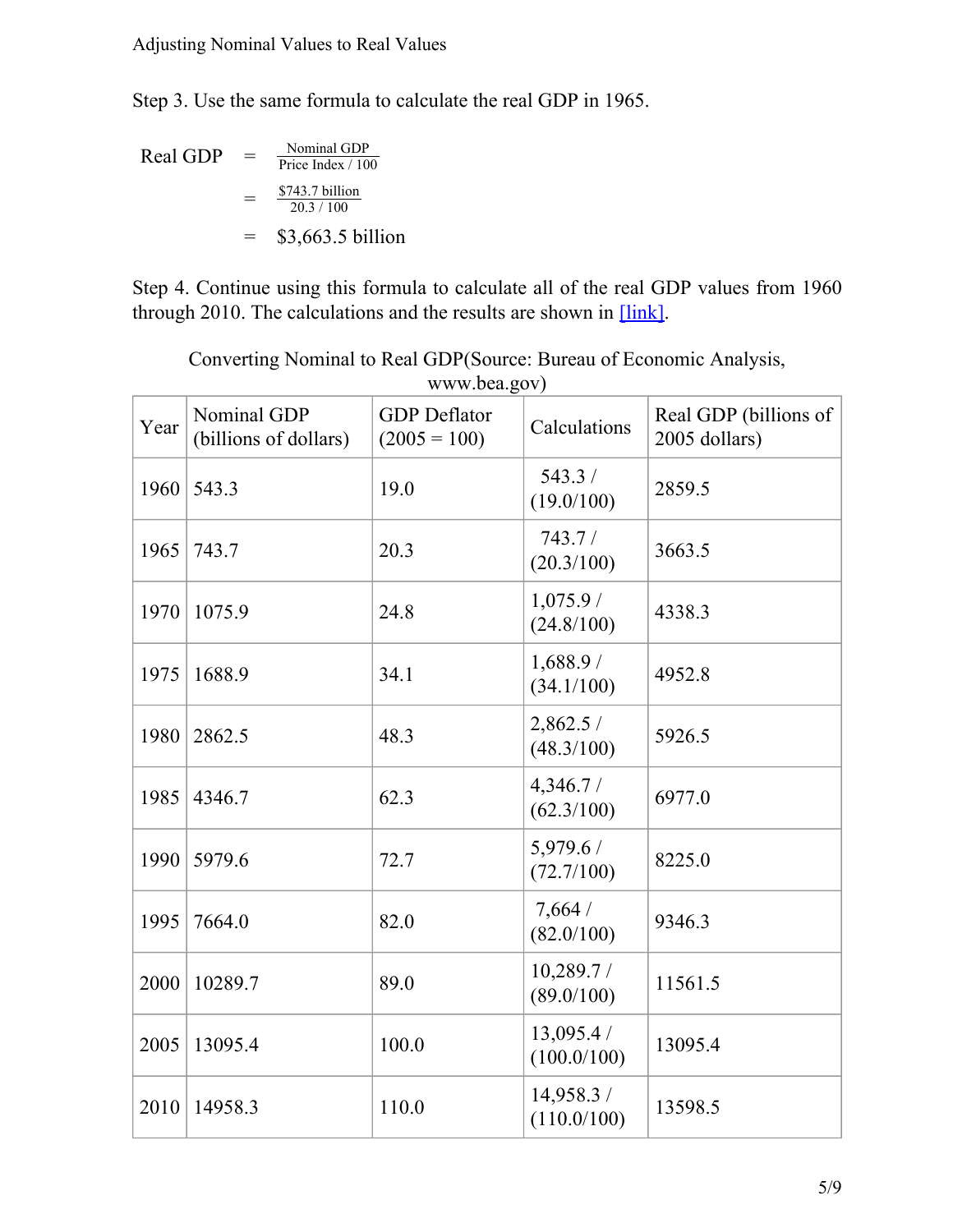Step 3. Use the same formula to calculate the real GDP in 1965.

$$
\begin{aligned}
\text{Real GDP} &= \frac{\text{Nominal GDP}}{\text{Price Index / 100}} \\
&= \frac{\$743.7 \text{ billion}}{20.3 / 100} \\
&= \$3{,}663.5 \text{ billion}
\end{aligned}
$$

Step 4. Continue using this formula to calculate all of the real GDP values from 1960 through 2010. The calculations and the results are shown in [link].

Converting Nominal to Real GDP(Source: Bureau of Economic Analysis, www.bea.gov)

| Year | Nominal GDP (billions of dollars) | GDP Deflator (2005 = 100) | Calculations | Real GDP (billions of 2005 dollars) |
|---|---|---|---|---|
| 1960 | 543.3 | 19.0 | 543.3 / (19.0/100) | 2859.5 |
| 1965 | 743.7 | 20.3 | 743.7 / (20.3/100) | 3663.5 |
| 1970 | 1075.9 | 24.8 | 1,075.9 / (24.8/100) | 4338.3 |
| 1975 | 1688.9 | 34.1 | 1,688.9 / (34.1/100) | 4952.8 |
| 1980 | 2862.5 | 48.3 | 2,862.5 / (48.3/100) | 5926.5 |
| 1985 | 4346.7 | 62.3 | 4,346.7 / (62.3/100) | 6977.0 |
| 1990 | 5979.6 | 72.7 | 5,979.6 / (72.7/100) | 8225.0 |
| 1995 | 7664.0 | 82.0 | 7,664 / (82.0/100) | 9346.3 |
| 2000 | 10289.7 | 89.0 | 10,289.7 / (89.0/100) | 11561.5 |
| 2005 | 13095.4 | 100.0 | 13,095.4 / (100.0/100) | 13095.4 |
| 2010 | 14958.3 | 110.0 | 14,958.3 / (110.0/100) | 13598.5 |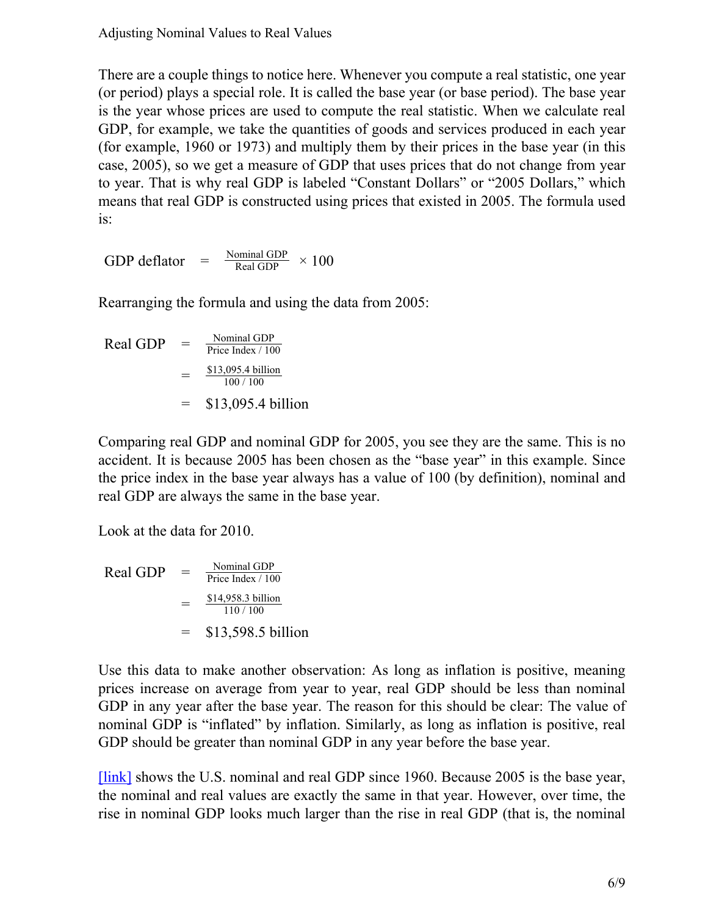There are a couple things to notice here. Whenever you compute a real statistic, one year (or period) plays a special role. It is called the base year (or base period). The base year is the year whose prices are used to compute the real statistic. When we calculate real GDP, for example, we take the quantities of goods and services produced in each year (for example, 1960 or 1973) and multiply them by their prices in the base year (in this case, 2005), so we get a measure of GDP that uses prices that do not change from year to year. That is why real GDP is labeled "Constant Dollars" or "2005 Dollars," which means that real GDP is constructed using prices that existed in 2005. The formula used is:

$$\text{GDP deflator} = \frac{\text{Nominal GDP}}{\text{Real GDP}} \times 100$$

Rearranging the formula and using the data from 2005:

$$\begin{aligned} \text{Real GDP} &= \frac{\text{Nominal GDP}}{\text{Price Index / 100}} \\ &= \frac{\$13{,}095.4 \text{ billion}}{100 / 100} \\ &= \$13{,}095.4 \text{ billion} \end{aligned}$$

Comparing real GDP and nominal GDP for 2005, you see they are the same. This is no accident. It is because 2005 has been chosen as the "base year" in this example. Since the price index in the base year always has a value of 100 (by definition), nominal and real GDP are always the same in the base year.

Look at the data for 2010.

$$\begin{aligned} \text{Real GDP} &= \frac{\text{Nominal GDP}}{\text{Price Index / 100}} \\ &= \frac{\$14{,}958.3 \text{ billion}}{110 / 100} \\ &= \$13{,}598.5 \text{ billion} \end{aligned}$$

Use this data to make another observation: As long as inflation is positive, meaning prices increase on average from year to year, real GDP should be less than nominal GDP in any year after the base year. The reason for this should be clear: The value of nominal GDP is "inflated" by inflation. Similarly, as long as inflation is positive, real GDP should be greater than nominal GDP in any year before the base year.

[link] shows the U.S. nominal and real GDP since 1960. Because 2005 is the base year, the nominal and real values are exactly the same in that year. However, over time, the rise in nominal GDP looks much larger than the rise in real GDP (that is, the nominal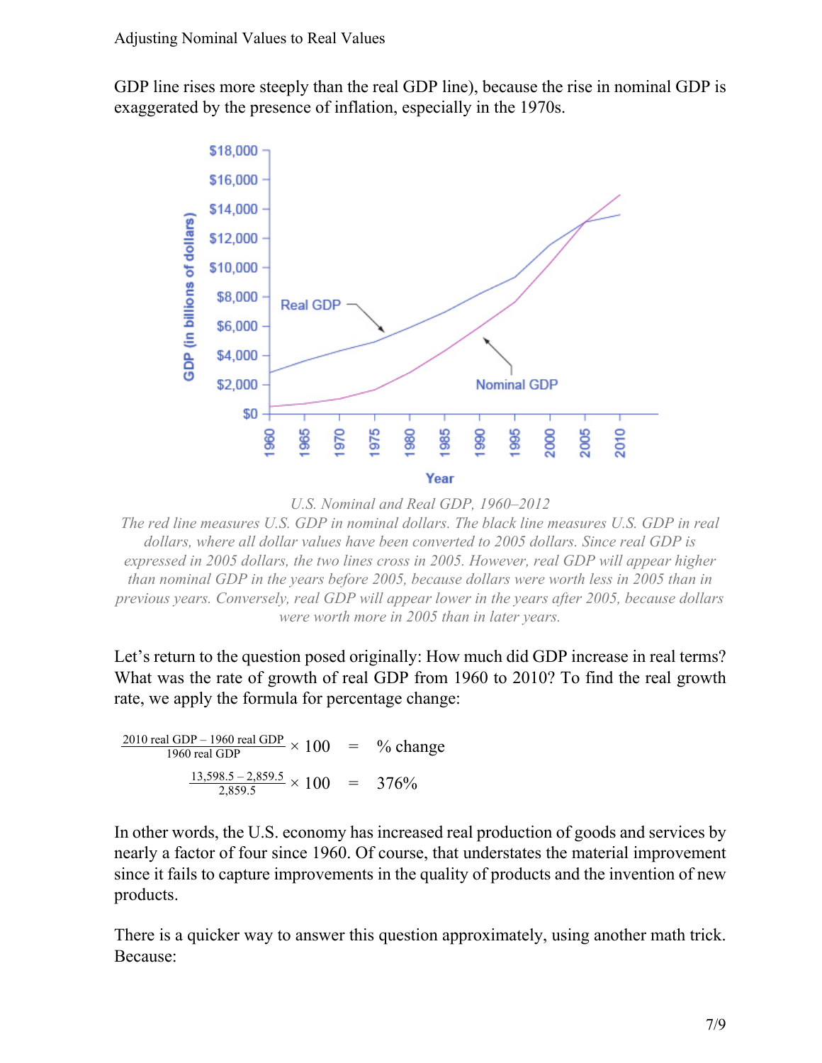GDP line rises more steeply than the real GDP line), because the rise in nominal GDP is exaggerated by the presence of inflation, especially in the 1970s.

*U.S. Nominal and Real GDP, 1960–2012*

*The red line measures U.S. GDP in nominal dollars. The black line measures U.S. GDP in real dollars, where all dollar values have been converted to 2005 dollars. Since real GDP is expressed in 2005 dollars, the two lines cross in 2005. However, real GDP will appear higher than nominal GDP in the years before 2005, because dollars were worth less in 2005 than in previous years. Conversely, real GDP will appear lower in the years after 2005, because dollars were worth more in 2005 than in later years.*

Let's return to the question posed originally: How much did GDP increase in real terms? What was the rate of growth of real GDP from 1960 to 2010? To find the real growth rate, we apply the formula for percentage change:

$$\frac{\text{2010 real GDP} - \text{1960 real GDP}}{\text{1960 real GDP}} \times 100 = \text{\% change}$$

$$\frac{13{,}598.5 - 2{,}859.5}{2{,}859.5} \times 100 = 376\%$$

In other words, the U.S. economy has increased real production of goods and services by nearly a factor of four since 1960. Of course, that understates the material improvement since it fails to capture improvements in the quality of products and the invention of new products.

There is a quicker way to answer this question approximately, using another math trick. Because: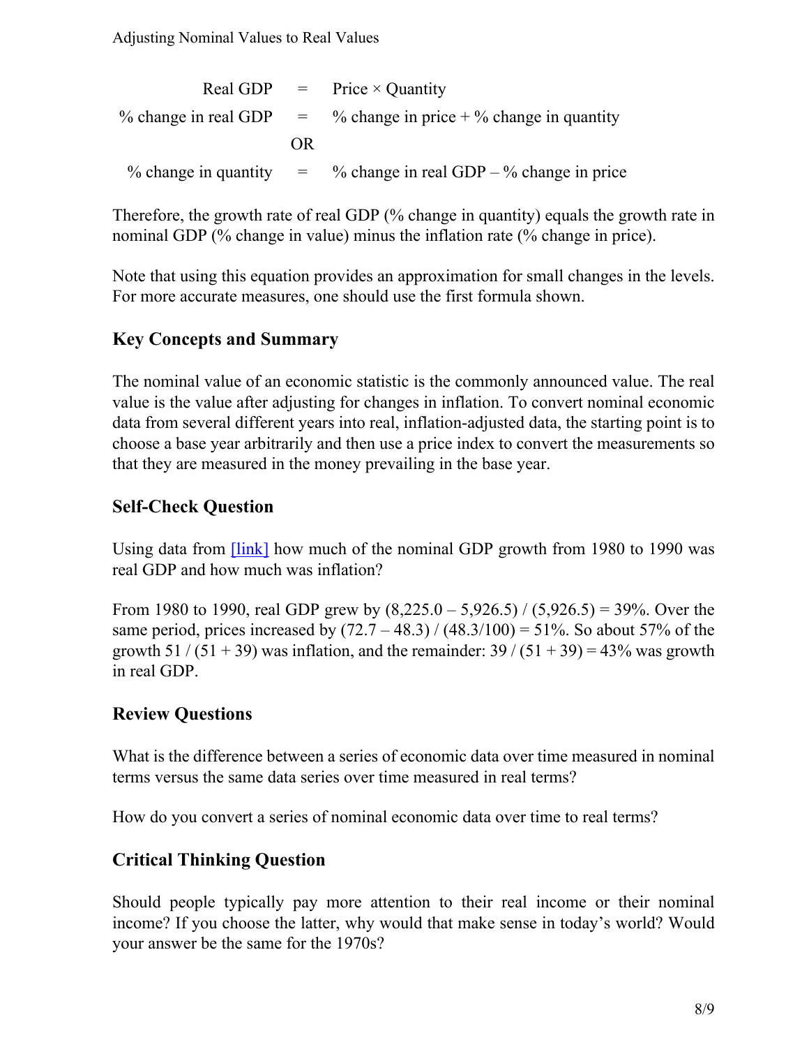$$\text{Real GDP} = \text{Price} \times \text{Quantity}$$

$$\%\text{ change in real GDP} = \%\text{ change in price} + \%\text{ change in quantity}$$

OR

$$\%\text{ change in quantity} = \%\text{ change in real GDP} - \%\text{ change in price}$$

Therefore, the growth rate of real GDP (% change in quantity) equals the growth rate in nominal GDP (% change in value) minus the inflation rate (% change in price).

Note that using this equation provides an approximation for small changes in the levels. For more accurate measures, one should use the first formula shown.

## Key Concepts and Summary

The nominal value of an economic statistic is the commonly announced value. The real value is the value after adjusting for changes in inflation. To convert nominal economic data from several different years into real, inflation-adjusted data, the starting point is to choose a base year arbitrarily and then use a price index to convert the measurements so that they are measured in the money prevailing in the base year.

## Self-Check Question

Using data from [link] how much of the nominal GDP growth from 1980 to 1990 was real GDP and how much was inflation?

From 1980 to 1990, real GDP grew by (8,225.0 – 5,926.5) / (5,926.5) = 39%. Over the same period, prices increased by (72.7 – 48.3) / (48.3/100) = 51%. So about 57% of the growth 51 / (51 + 39) was inflation, and the remainder: 39 / (51 + 39) = 43% was growth in real GDP.

## Review Questions

What is the difference between a series of economic data over time measured in nominal terms versus the same data series over time measured in real terms?

How do you convert a series of nominal economic data over time to real terms?

## Critical Thinking Question

Should people typically pay more attention to their real income or their nominal income? If you choose the latter, why would that make sense in today's world? Would your answer be the same for the 1970s?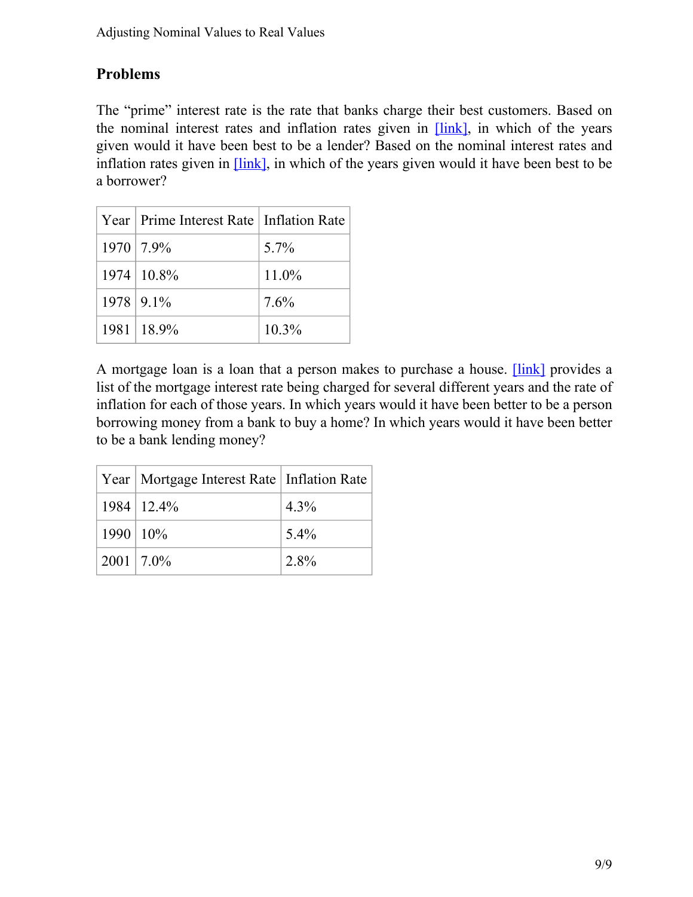## Problems

The “prime” interest rate is the rate that banks charge their best customers. Based on the nominal interest rates and inflation rates given in [link], in which of the years given would it have been best to be a lender? Based on the nominal interest rates and inflation rates given in [link], in which of the years given would it have been best to be a borrower?

| Year | Prime Interest Rate | Inflation Rate |
|---|---|---|
| 1970 | 7.9% | 5.7% |
| 1974 | 10.8% | 11.0% |
| 1978 | 9.1% | 7.6% |
| 1981 | 18.9% | 10.3% |

A mortgage loan is a loan that a person makes to purchase a house. [link] provides a list of the mortgage interest rate being charged for several different years and the rate of inflation for each of those years. In which years would it have been better to be a person borrowing money from a bank to buy a home? In which years would it have been better to be a bank lending money?

| Year | Mortgage Interest Rate | Inflation Rate |
|---|---|---|
| 1984 | 12.4% | 4.3% |
| 1990 | 10% | 5.4% |
| 2001 | 7.0% | 2.8% |